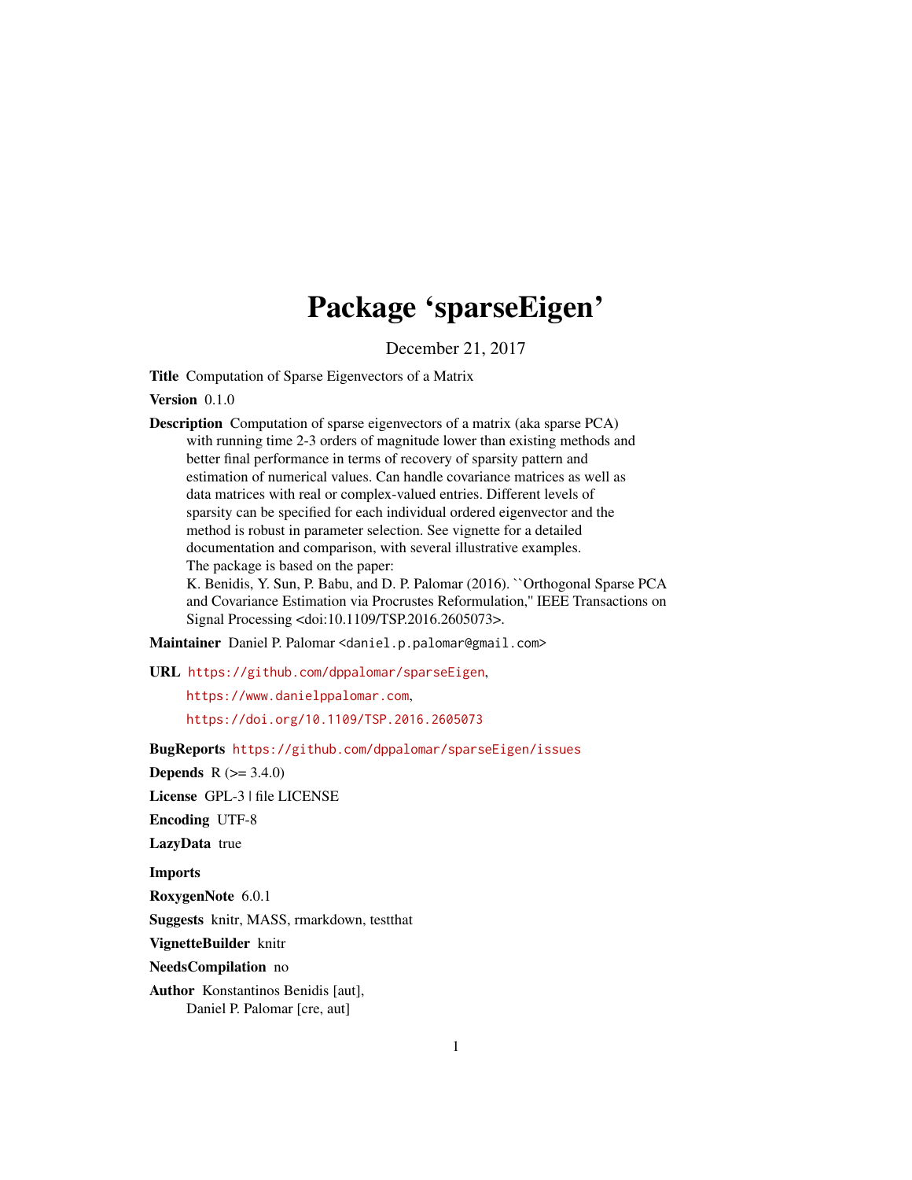# Package 'sparseEigen'

December 21, 2017

**Title** Computation of Sparse Eigenvectors of a Matrix

**Version** 0.1.0

**Description** Computation of sparse eigenvectors of a matrix (aka sparse PCA) with running time 2-3 orders of magnitude lower than existing methods and better final performance in terms of recovery of sparsity pattern and estimation of numerical values. Can handle covariance matrices as well as data matrices with real or complex-valued entries. Different levels of sparsity can be specified for each individual ordered eigenvector and the method is robust in parameter selection. See vignette for a detailed documentation and comparison, with several illustrative examples.
The package is based on the paper:
K. Benidis, Y. Sun, P. Babu, and D. P. Palomar (2016). ``Orthogonal Sparse PCA and Covariance Estimation via Procrustes Reformulation,'' IEEE Transactions on Signal Processing <doi:10.1109/TSP.2016.2605073>.

**Maintainer** Daniel P. Palomar <daniel.p.palomar@gmail.com>

**URL** https://github.com/dppalomar/sparseEigen,
https://www.danielppalomar.com,
https://doi.org/10.1109/TSP.2016.2605073

**BugReports** https://github.com/dppalomar/sparseEigen/issues

**Depends** R (>= 3.4.0)

**License** GPL-3 | file LICENSE

**Encoding** UTF-8

**LazyData** true

**Imports**

**RoxygenNote** 6.0.1

**Suggests** knitr, MASS, rmarkdown, testthat

**VignetteBuilder** knitr

**NeedsCompilation** no

**Author** Konstantinos Benidis [aut],
Daniel P. Palomar [cre, aut]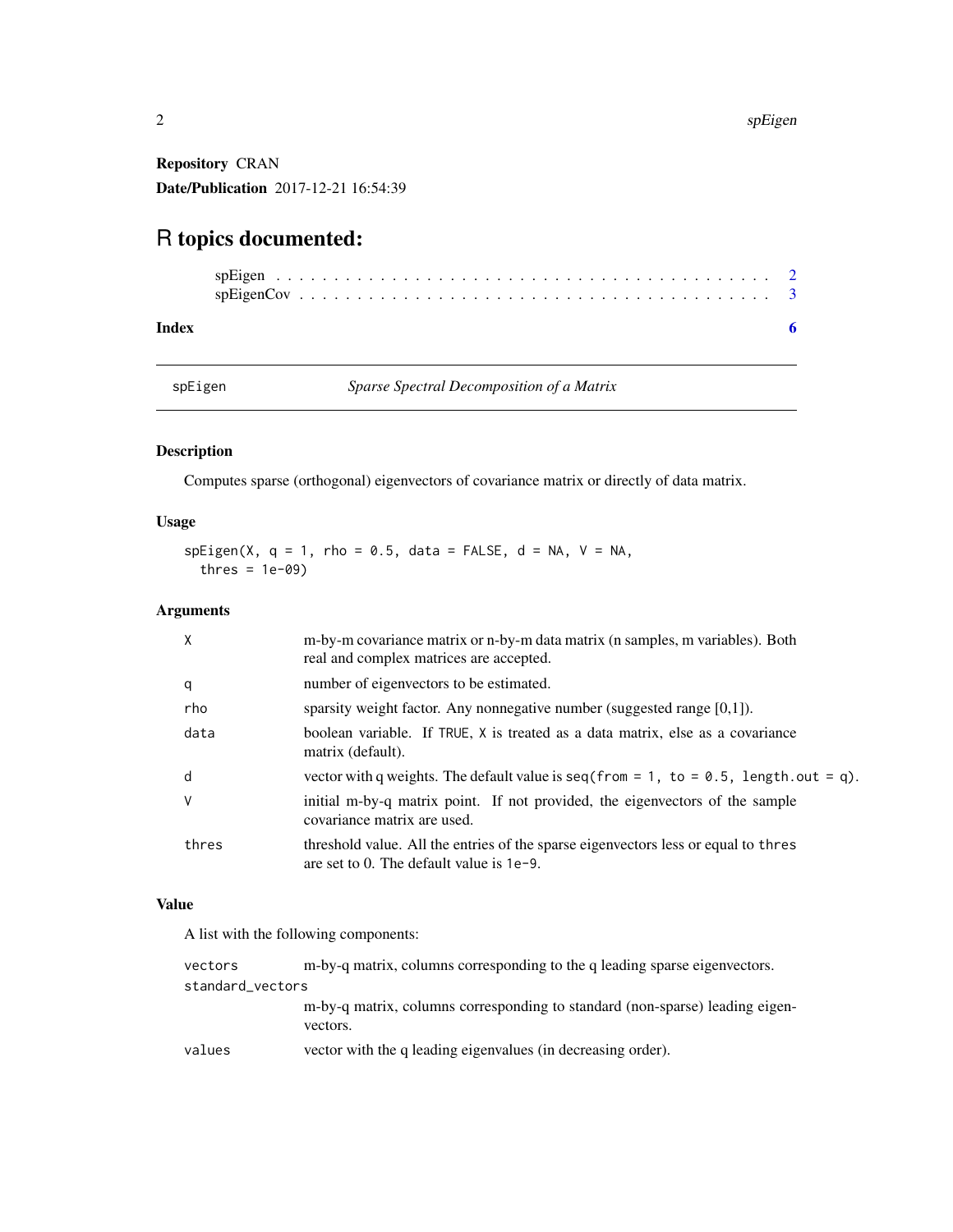**Repository** CRAN

**Date/Publication** 2017-12-21 16:54:39

# R topics documented:

- spEigen . . . . . . . . . . . . . . . . . . . . . . . . . . . . . . . . . . . . . . . . 2
- spEigenCov . . . . . . . . . . . . . . . . . . . . . . . . . . . . . . . . . . . . . . 3

**Index** 6

---

`spEigen` *Sparse Spectral Decomposition of a Matrix*

---

### Description

Computes sparse (orthogonal) eigenvectors of covariance matrix or directly of data matrix.

### Usage

```
spEigen(X, q = 1, rho = 0.5, data = FALSE, d = NA, V = NA,
  thres = 1e-09)
```

### Arguments

| | |
|---|---|
| `X` | m-by-m covariance matrix or n-by-m data matrix (n samples, m variables). Both real and complex matrices are accepted. |
| `q` | number of eigenvectors to be estimated. |
| `rho` | sparsity weight factor. Any nonnegative number (suggested range [0,1]). |
| `data` | boolean variable. If `TRUE`, `X` is treated as a data matrix, else as a covariance matrix (default). |
| `d` | vector with q weights. The default value is `seq(from = 1, to = 0.5, length.out = q)`. |
| `V` | initial m-by-q matrix point. If not provided, the eigenvectors of the sample covariance matrix are used. |
| `thres` | threshold value. All the entries of the sparse eigenvectors less or equal to `thres` are set to 0. The default value is `1e-9`. |

### Value

A list with the following components:

| | |
|---|---|
| `vectors` | m-by-q matrix, columns corresponding to the q leading sparse eigenvectors. |
| `standard_vectors` | m-by-q matrix, columns corresponding to standard (non-sparse) leading eigenvectors. |
| `values` | vector with the q leading eigenvalues (in decreasing order). |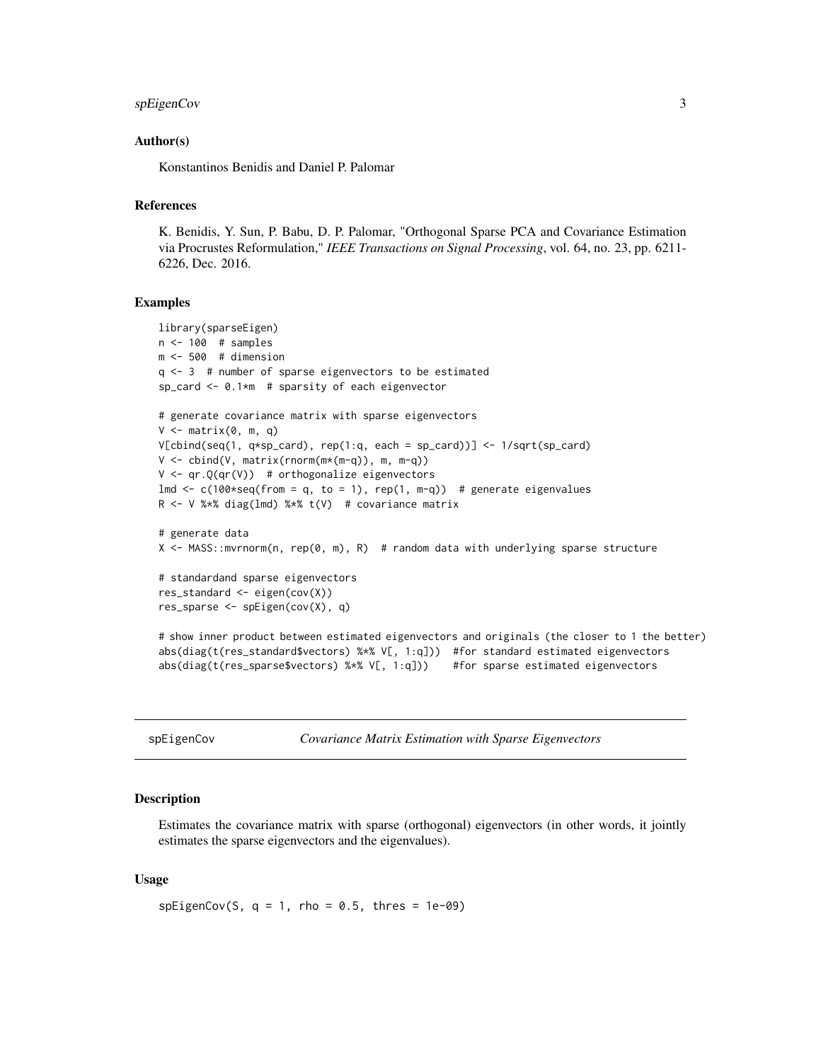### Author(s)

Konstantinos Benidis and Daniel P. Palomar

### References

K. Benidis, Y. Sun, P. Babu, D. P. Palomar, "Orthogonal Sparse PCA and Covariance Estimation via Procrustes Reformulation," *IEEE Transactions on Signal Processing*, vol. 64, no. 23, pp. 6211-6226, Dec. 2016.

### Examples

```
library(sparseEigen)
n <- 100  # samples
m <- 500  # dimension
q <- 3  # number of sparse eigenvectors to be estimated
sp_card <- 0.1*m  # sparsity of each eigenvector

# generate covariance matrix with sparse eigenvectors
V <- matrix(0, m, q)
V[cbind(seq(1, q*sp_card), rep(1:q, each = sp_card))] <- 1/sqrt(sp_card)
V <- cbind(V, matrix(rnorm(m*(m-q)), m, m-q))
V <- qr.Q(qr(V))  # orthogonalize eigenvectors
lmd <- c(100*seq(from = q, to = 1), rep(1, m-q))  # generate eigenvalues
R <- V %*% diag(lmd) %*% t(V)  # covariance matrix

# generate data
X <- MASS::mvrnorm(n, rep(0, m), R)  # random data with underlying sparse structure

# standardand sparse eigenvectors
res_standard <- eigen(cov(X))
res_sparse <- spEigen(cov(X), q)

# show inner product between estimated eigenvectors and originals (the closer to 1 the better)
abs(diag(t(res_standard$vectors) %*% V[, 1:q]))  #for standard estimated eigenvectors
abs(diag(t(res_sparse$vectors) %*% V[, 1:q]))    #for sparse estimated eigenvectors
```

---

## spEigenCov — *Covariance Matrix Estimation with Sparse Eigenvectors*

---

### Description

Estimates the covariance matrix with sparse (orthogonal) eigenvectors (in other words, it jointly estimates the sparse eigenvectors and the eigenvalues).

### Usage

```
spEigenCov(S, q = 1, rho = 0.5, thres = 1e-09)
```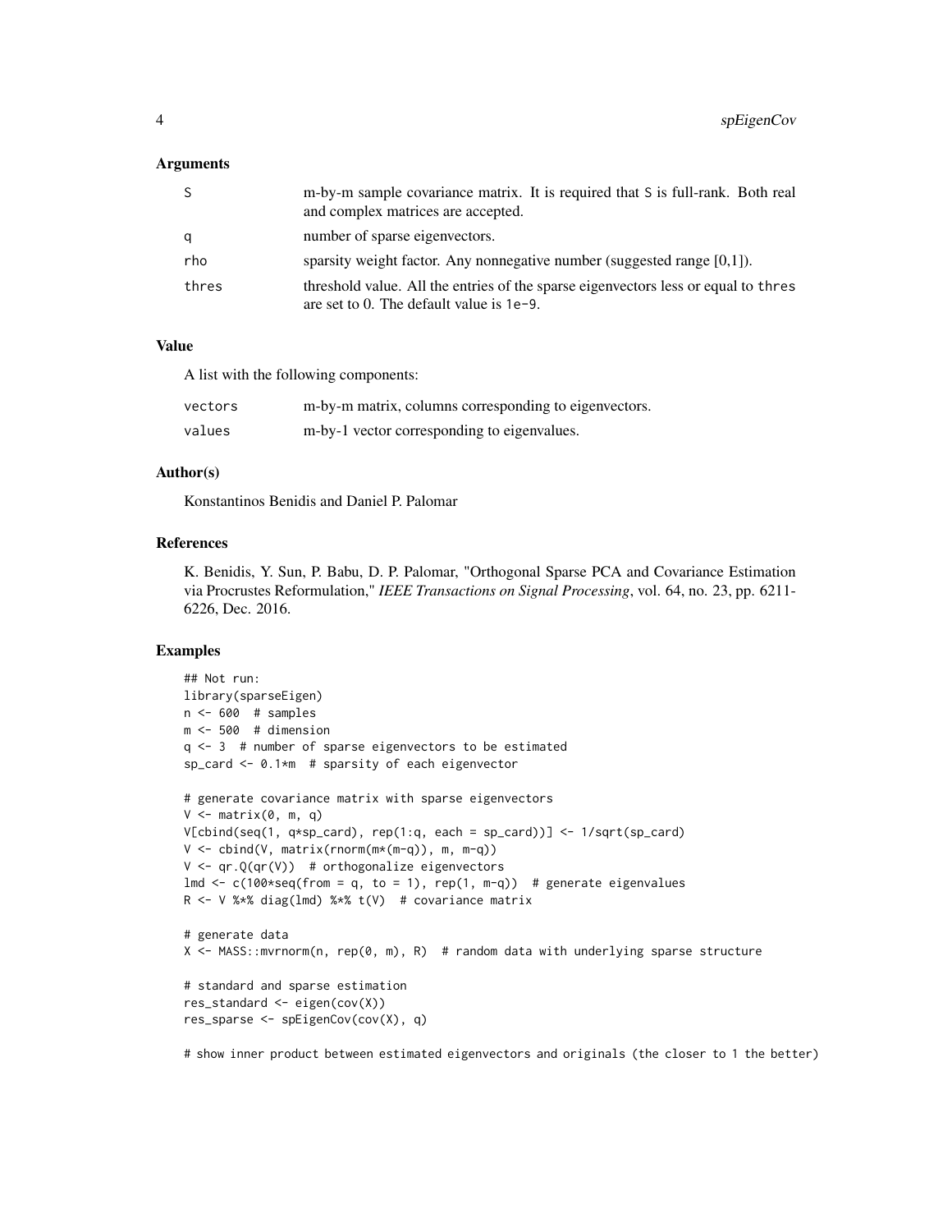### Arguments

| | |
|---|---|
| S | m-by-m sample covariance matrix. It is required that S is full-rank. Both real and complex matrices are accepted. |
| q | number of sparse eigenvectors. |
| rho | sparsity weight factor. Any nonnegative number (suggested range [0,1]). |
| thres | threshold value. All the entries of the sparse eigenvectors less or equal to thres are set to 0. The default value is 1e-9. |

### Value

A list with the following components:

| | |
|---|---|
| vectors | m-by-m matrix, columns corresponding to eigenvectors. |
| values | m-by-1 vector corresponding to eigenvalues. |

### Author(s)

Konstantinos Benidis and Daniel P. Palomar

### References

K. Benidis, Y. Sun, P. Babu, D. P. Palomar, "Orthogonal Sparse PCA and Covariance Estimation via Procrustes Reformulation," *IEEE Transactions on Signal Processing*, vol. 64, no. 23, pp. 6211-6226, Dec. 2016.

### Examples

```
## Not run:
library(sparseEigen)
n <- 600  # samples
m <- 500  # dimension
q <- 3  # number of sparse eigenvectors to be estimated
sp_card <- 0.1*m  # sparsity of each eigenvector

# generate covariance matrix with sparse eigenvectors
V <- matrix(0, m, q)
V[cbind(seq(1, q*sp_card), rep(1:q, each = sp_card))] <- 1/sqrt(sp_card)
V <- cbind(V, matrix(rnorm(m*(m-q)), m, m-q))
V <- qr.Q(qr(V))  # orthogonalize eigenvectors
lmd <- c(100*seq(from = q, to = 1), rep(1, m-q))  # generate eigenvalues
R <- V %*% diag(lmd) %*% t(V)  # covariance matrix

# generate data
X <- MASS::mvrnorm(n, rep(0, m), R)  # random data with underlying sparse structure

# standard and sparse estimation
res_standard <- eigen(cov(X))
res_sparse <- spEigenCov(cov(X), q)

# show inner product between estimated eigenvectors and originals (the closer to 1 the better)
```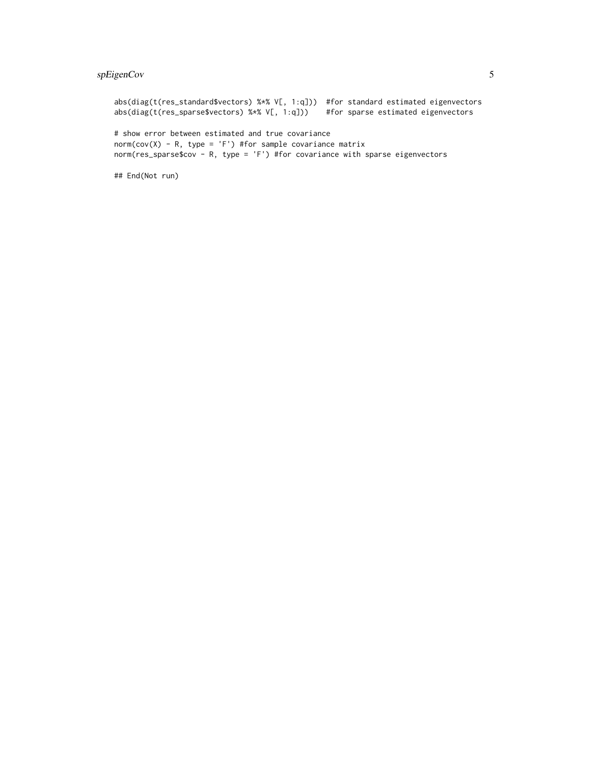```
abs(diag(t(res_standard$vectors) %*% V[, 1:q]))  #for standard estimated eigenvectors
abs(diag(t(res_sparse$vectors) %*% V[, 1:q]))    #for sparse estimated eigenvectors

# show error between estimated and true covariance
norm(cov(X) - R, type = 'F') #for sample covariance matrix
norm(res_sparse$cov - R, type = 'F') #for covariance with sparse eigenvectors

## End(Not run)
```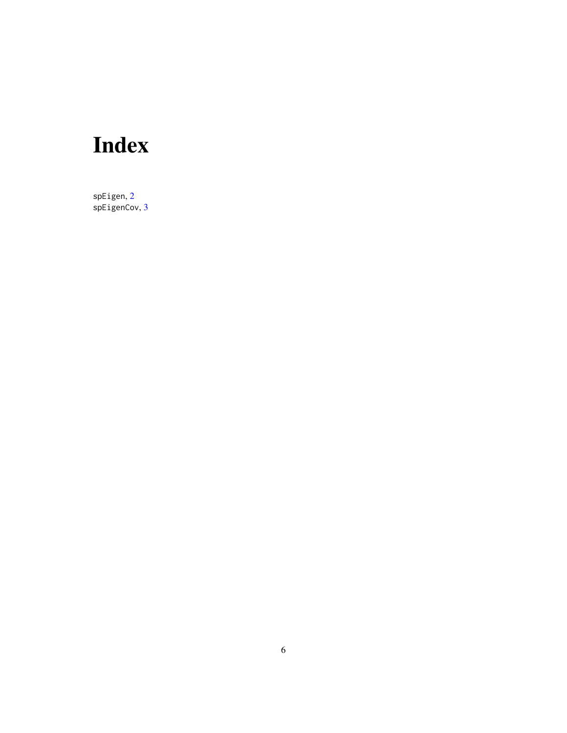# Index

spEigen, 2
spEigenCov, 3